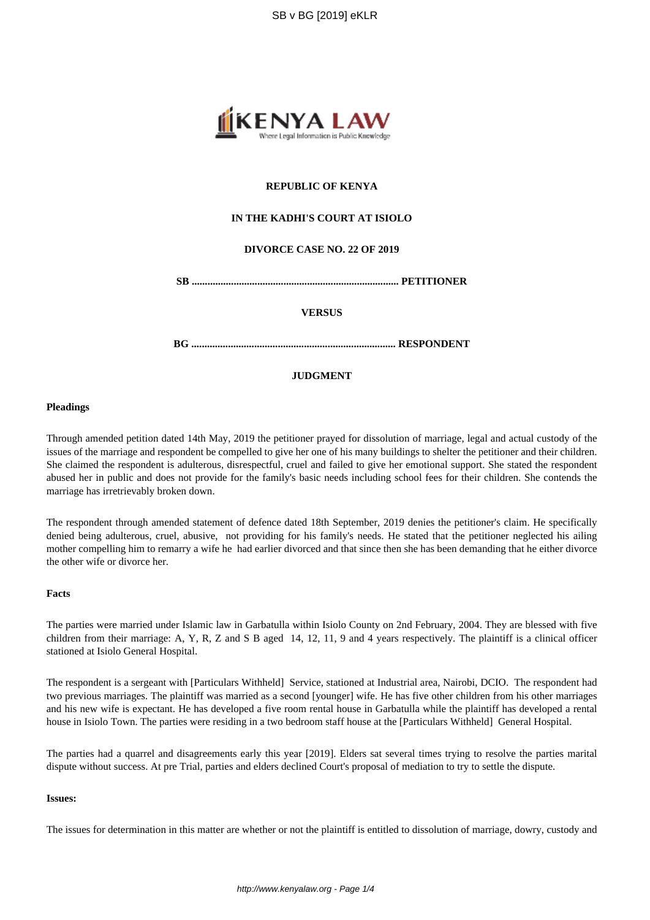**REPUBLIC OF KENYA**

**IN THE KADHI'S COURT AT ISIOLO**

**DIVORCE CASE NO. 22 OF 2019**

**SB ............................................................................. PETITIONER**

**VERSUS**

**BG ............................................................................. RESPONDENT**

**JUDGMENT**

**Pleadings**

Through amended petition dated 14th May, 2019 the petitioner prayed for dissolution of marriage, legal and actual custody of the issues of the marriage and respondent be compelled to give her one of his many buildings to shelter the petitioner and their children. She claimed the respondent is adulterous, disrespectful, cruel and failed to give her emotional support. She stated the respondent abused her in public and does not provide for the family's basic needs including school fees for their children. She contends the marriage has irretrievably broken down.

The respondent through amended statement of defence dated 18th September, 2019 denies the petitioner's claim. He specifically denied being adulterous, cruel, abusive, not providing for his family's needs. He stated that the petitioner neglected his ailing mother compelling him to remarry a wife he had earlier divorced and that since then she has been demanding that he either divorce the other wife or divorce her.

**Facts**

The parties were married under Islamic law in Garbatulla within Isiolo County on 2nd February, 2004. They are blessed with five children from their marriage: A, Y, R, Z and S B aged 14, 12, 11, 9 and 4 years respectively. The plaintiff is a clinical officer stationed at Isiolo General Hospital.

The respondent is a sergeant with [Particulars Withheld] Service, stationed at Industrial area, Nairobi, DCIO. The respondent had two previous marriages. The plaintiff was married as a second [younger] wife. He has five other children from his other marriages and his new wife is expectant. He has developed a five room rental house in Garbatulla while the plaintiff has developed a rental house in Isiolo Town. The parties were residing in a two bedroom staff house at the [Particulars Withheld] General Hospital.

The parties had a quarrel and disagreements early this year [2019]. Elders sat several times trying to resolve the parties marital dispute without success. At pre Trial, parties and elders declined Court's proposal of mediation to try to settle the dispute.

**Issues:**

The issues for determination in this matter are whether or not the plaintiff is entitled to dissolution of marriage, dowry, custody and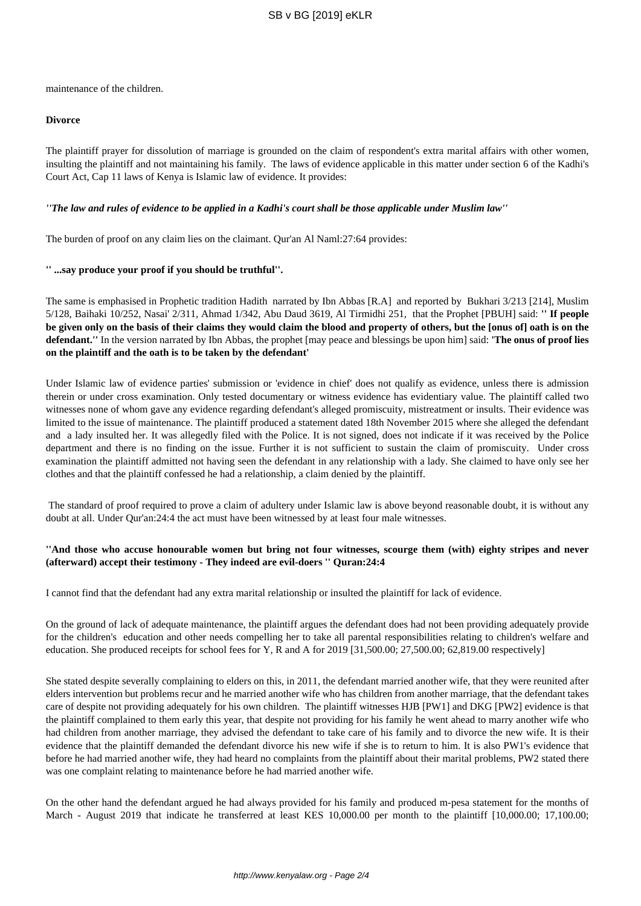maintenance of the children.

**Divorce**

The plaintiff prayer for dissolution of marriage is grounded on the claim of respondent's extra marital affairs with other women, insulting the plaintiff and not maintaining his family. The laws of evidence applicable in this matter under section 6 of the Kadhi's Court Act, Cap 11 laws of Kenya is Islamic law of evidence. It provides:

***''The law and rules of evidence to be applied in a Kadhi's court shall be those applicable under Muslim law''***

The burden of proof on any claim lies on the claimant. Qur'an Al Naml:27:64 provides:

**'' ...say produce your proof if you should be truthful''.**

The same is emphasised in Prophetic tradition Hadith narrated by Ibn Abbas [R.A] and reported by Bukhari 3/213 [214], Muslim 5/128, Baihaki 10/252, Nasai' 2/311, Ahmad 1/342, Abu Daud 3619, Al Tirmidhi 251, that the Prophet [PBUH] said: **'' If people be given only on the basis of their claims they would claim the blood and property of others, but the [onus of] oath is on the defendant.''** In the version narrated by Ibn Abbas, the prophet [may peace and blessings be upon him] said: **'The onus of proof lies on the plaintiff and the oath is to be taken by the defendant'**

Under Islamic law of evidence parties' submission or 'evidence in chief' does not qualify as evidence, unless there is admission therein or under cross examination. Only tested documentary or witness evidence has evidentiary value. The plaintiff called two witnesses none of whom gave any evidence regarding defendant's alleged promiscuity, mistreatment or insults. Their evidence was limited to the issue of maintenance. The plaintiff produced a statement dated 18th November 2015 where she alleged the defendant and a lady insulted her. It was allegedly filed with the Police. It is not signed, does not indicate if it was received by the Police department and there is no finding on the issue. Further it is not sufficient to sustain the claim of promiscuity. Under cross examination the plaintiff admitted not having seen the defendant in any relationship with a lady. She claimed to have only see her clothes and that the plaintiff confessed he had a relationship, a claim denied by the plaintiff.

The standard of proof required to prove a claim of adultery under Islamic law is above beyond reasonable doubt, it is without any doubt at all. Under Qur'an:24:4 the act must have been witnessed by at least four male witnesses.

**''And those who accuse honourable women but bring not four witnesses, scourge them (with) eighty stripes and never (afterward) accept their testimony - They indeed are evil-doers '' Quran:24:4**

I cannot find that the defendant had any extra marital relationship or insulted the plaintiff for lack of evidence.

On the ground of lack of adequate maintenance, the plaintiff argues the defendant does had not been providing adequately provide for the children's education and other needs compelling her to take all parental responsibilities relating to children's welfare and education. She produced receipts for school fees for Y, R and A for 2019 [31,500.00; 27,500.00; 62,819.00 respectively]

She stated despite severally complaining to elders on this, in 2011, the defendant married another wife, that they were reunited after elders intervention but problems recur and he married another wife who has children from another marriage, that the defendant takes care of despite not providing adequately for his own children. The plaintiff witnesses HJB [PW1] and DKG [PW2] evidence is that the plaintiff complained to them early this year, that despite not providing for his family he went ahead to marry another wife who had children from another marriage, they advised the defendant to take care of his family and to divorce the new wife. It is their evidence that the plaintiff demanded the defendant divorce his new wife if she is to return to him. It is also PW1's evidence that before he had married another wife, they had heard no complaints from the plaintiff about their marital problems, PW2 stated there was one complaint relating to maintenance before he had married another wife.

On the other hand the defendant argued he had always provided for his family and produced m-pesa statement for the months of March - August 2019 that indicate he transferred at least KES 10,000.00 per month to the plaintiff [10,000.00; 17,100.00;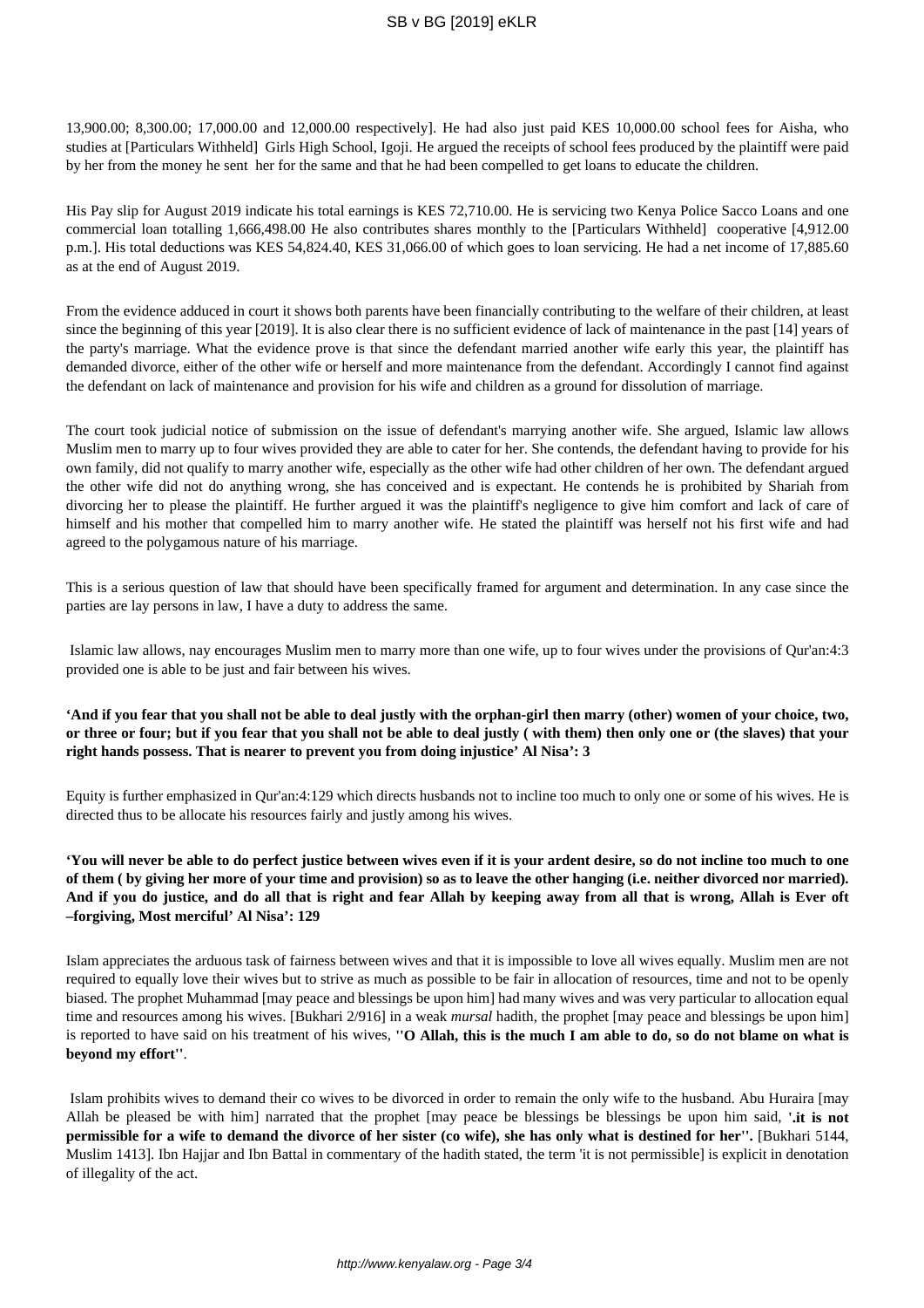13,900.00; 8,300.00; 17,000.00 and 12,000.00 respectively]. He had also just paid KES 10,000.00 school fees for Aisha, who studies at [Particulars Withheld] Girls High School, Igoji. He argued the receipts of school fees produced by the plaintiff were paid by her from the money he sent her for the same and that he had been compelled to get loans to educate the children.

His Pay slip for August 2019 indicate his total earnings is KES 72,710.00. He is servicing two Kenya Police Sacco Loans and one commercial loan totalling 1,666,498.00 He also contributes shares monthly to the [Particulars Withheld] cooperative [4,912.00 p.m.]. His total deductions was KES 54,824.40, KES 31,066.00 of which goes to loan servicing. He had a net income of 17,885.60 as at the end of August 2019.

From the evidence adduced in court it shows both parents have been financially contributing to the welfare of their children, at least since the beginning of this year [2019]. It is also clear there is no sufficient evidence of lack of maintenance in the past [14] years of the party's marriage. What the evidence prove is that since the defendant married another wife early this year, the plaintiff has demanded divorce, either of the other wife or herself and more maintenance from the defendant. Accordingly I cannot find against the defendant on lack of maintenance and provision for his wife and children as a ground for dissolution of marriage.

The court took judicial notice of submission on the issue of defendant's marrying another wife. She argued, Islamic law allows Muslim men to marry up to four wives provided they are able to cater for her. She contends, the defendant having to provide for his own family, did not qualify to marry another wife, especially as the other wife had other children of her own. The defendant argued the other wife did not do anything wrong, she has conceived and is expectant. He contends he is prohibited by Shariah from divorcing her to please the plaintiff. He further argued it was the plaintiff's negligence to give him comfort and lack of care of himself and his mother that compelled him to marry another wife. He stated the plaintiff was herself not his first wife and had agreed to the polygamous nature of his marriage.

This is a serious question of law that should have been specifically framed for argument and determination. In any case since the parties are lay persons in law, I have a duty to address the same.

Islamic law allows, nay encourages Muslim men to marry more than one wife, up to four wives under the provisions of Qur'an:4:3 provided one is able to be just and fair between his wives.

**'And if you fear that you shall not be able to deal justly with the orphan-girl then marry (other) women of your choice, two, or three or four; but if you fear that you shall not be able to deal justly ( with them) then only one or (the slaves) that your right hands possess. That is nearer to prevent you from doing injustice' Al Nisa': 3**

Equity is further emphasized in Qur'an:4:129 which directs husbands not to incline too much to only one or some of his wives. He is directed thus to be allocate his resources fairly and justly among his wives.

**'You will never be able to do perfect justice between wives even if it is your ardent desire, so do not incline too much to one of them ( by giving her more of your time and provision) so as to leave the other hanging (i.e. neither divorced nor married). And if you do justice, and do all that is right and fear Allah by keeping away from all that is wrong, Allah is Ever oft –forgiving, Most merciful' Al Nisa': 129**

Islam appreciates the arduous task of fairness between wives and that it is impossible to love all wives equally. Muslim men are not required to equally love their wives but to strive as much as possible to be fair in allocation of resources, time and not to be openly biased. The prophet Muhammad [may peace and blessings be upon him] had many wives and was very particular to allocation equal time and resources among his wives. [Bukhari 2/916] in a weak *mursal* hadith, the prophet [may peace and blessings be upon him] is reported to have said on his treatment of his wives, **''O Allah, this is the much I am able to do, so do not blame on what is beyond my effort''**.

Islam prohibits wives to demand their co wives to be divorced in order to remain the only wife to the husband. Abu Huraira [may Allah be pleased be with him] narrated that the prophet [may peace be blessings be blessings be upon him said, **'.it is not permissible for a wife to demand the divorce of her sister (co wife), she has only what is destined for her''.** [Bukhari 5144, Muslim 1413]. Ibn Hajjar and Ibn Battal in commentary of the hadith stated, the term 'it is not permissible] is explicit in denotation of illegality of the act.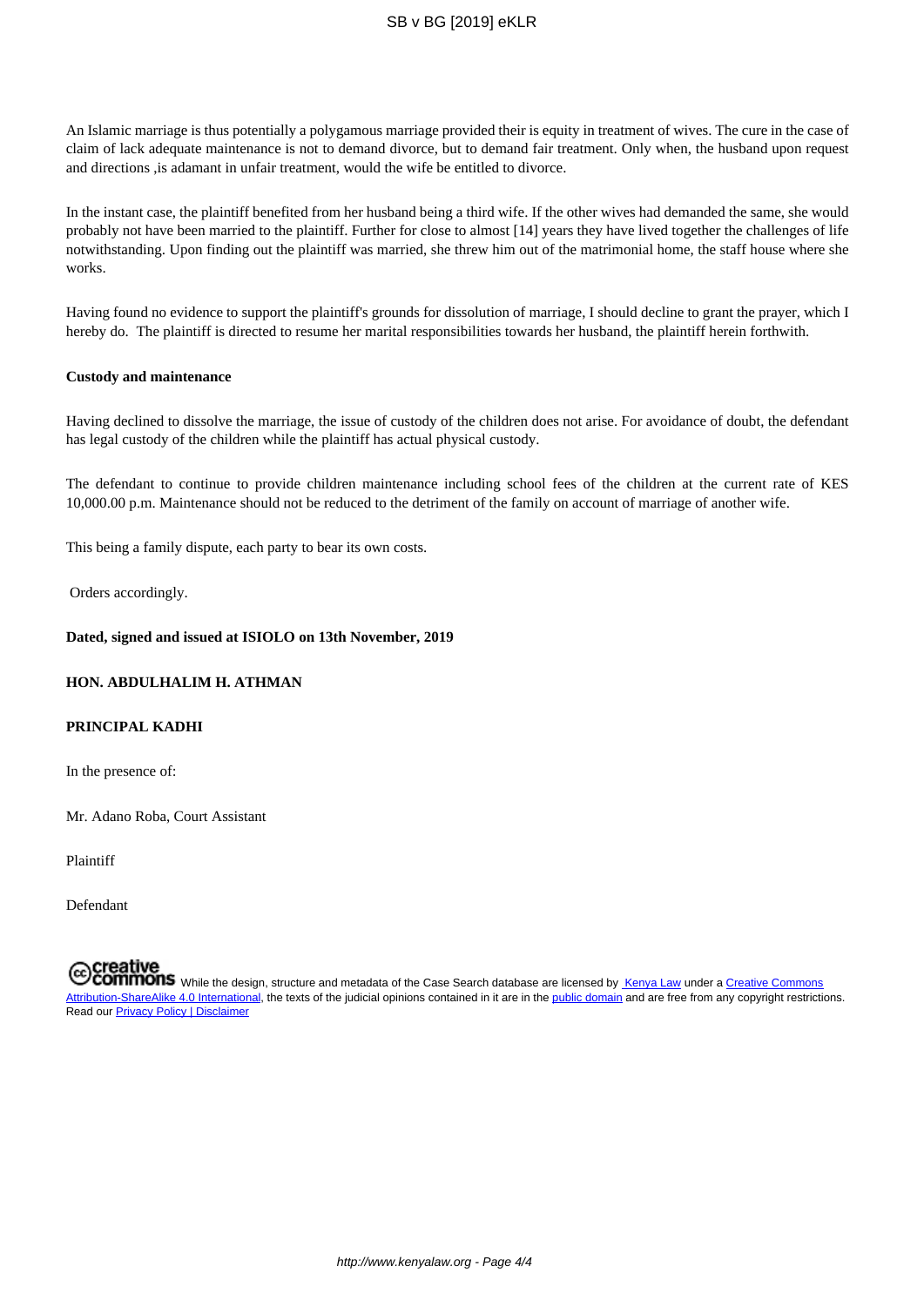An Islamic marriage is thus potentially a polygamous marriage provided their is equity in treatment of wives. The cure in the case of claim of lack adequate maintenance is not to demand divorce, but to demand fair treatment. Only when, the husband upon request and directions ,is adamant in unfair treatment, would the wife be entitled to divorce.

In the instant case, the plaintiff benefited from her husband being a third wife. If the other wives had demanded the same, she would probably not have been married to the plaintiff. Further for close to almost [14] years they have lived together the challenges of life notwithstanding. Upon finding out the plaintiff was married, she threw him out of the matrimonial home, the staff house where she works.

Having found no evidence to support the plaintiff's grounds for dissolution of marriage, I should decline to grant the prayer, which I hereby do. The plaintiff is directed to resume her marital responsibilities towards her husband, the plaintiff herein forthwith.

**Custody and maintenance**

Having declined to dissolve the marriage, the issue of custody of the children does not arise. For avoidance of doubt, the defendant has legal custody of the children while the plaintiff has actual physical custody.

The defendant to continue to provide children maintenance including school fees of the children at the current rate of KES 10,000.00 p.m. Maintenance should not be reduced to the detriment of the family on account of marriage of another wife.

This being a family dispute, each party to bear its own costs.

Orders accordingly.

**Dated, signed and issued at ISIOLO on 13th November, 2019**

**HON. ABDULHALIM H. ATHMAN**

**PRINCIPAL KADHI**

In the presence of:

Mr. Adano Roba, Court Assistant

Plaintiff

Defendant

While the design, structure and metadata of the Case Search database are licensed by Kenya Law under a Creative Commons Attribution-ShareAlike 4.0 International, the texts of the judicial opinions contained in it are in the public domain and are free from any copyright restrictions. Read our Privacy Policy | Disclaimer